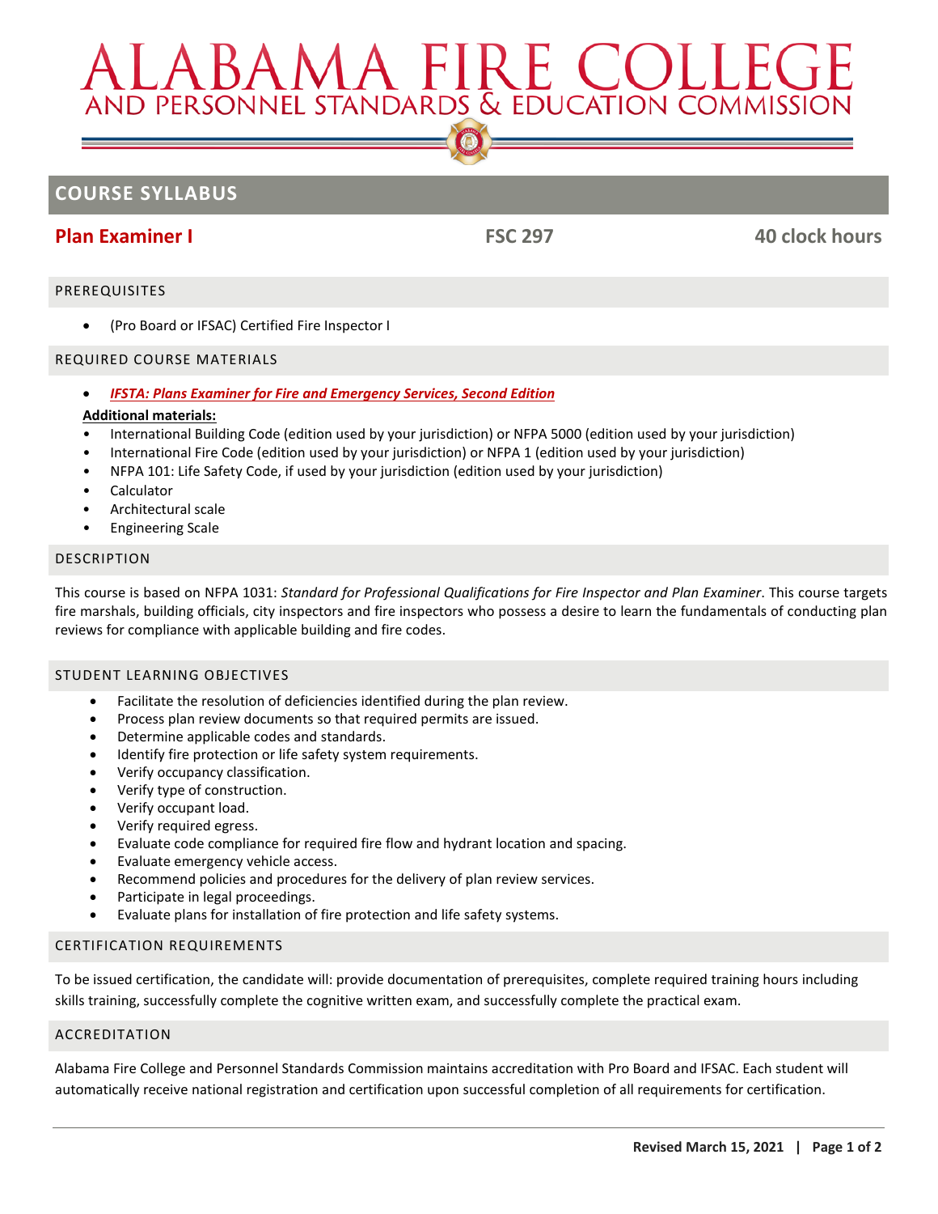# ALABAMA FIRE COLLEGE

AND PERSONNEL STANDARDS & EDUCATION COMMISSION

## COURSE SYLLABUS

**Plan Examiner I** | **FSC 297** | **40 clock hours**

### PREREQUISITES

- (Pro Board or IFSAC) Certified Fire Inspector I

### REQUIRED COURSE MATERIALS

- ***IFSTA: Plans Examiner for Fire and Emergency Services, Second Edition***

**Additional materials:**

- International Building Code (edition used by your jurisdiction) or NFPA 5000 (edition used by your jurisdiction)
- International Fire Code (edition used by your jurisdiction) or NFPA 1 (edition used by your jurisdiction)
- NFPA 101: Life Safety Code, if used by your jurisdiction (edition used by your jurisdiction)
- Calculator
- Architectural scale
- Engineering Scale

### DESCRIPTION

This course is based on NFPA 1031: *Standard for Professional Qualifications for Fire Inspector and Plan Examiner*. This course targets fire marshals, building officials, city inspectors and fire inspectors who possess a desire to learn the fundamentals of conducting plan reviews for compliance with applicable building and fire codes.

### STUDENT LEARNING OBJECTIVES

- Facilitate the resolution of deficiencies identified during the plan review.
- Process plan review documents so that required permits are issued.
- Determine applicable codes and standards.
- Identify fire protection or life safety system requirements.
- Verify occupancy classification.
- Verify type of construction.
- Verify occupant load.
- Verify required egress.
- Evaluate code compliance for required fire flow and hydrant location and spacing.
- Evaluate emergency vehicle access.
- Recommend policies and procedures for the delivery of plan review services.
- Participate in legal proceedings.
- Evaluate plans for installation of fire protection and life safety systems.

### CERTIFICATION REQUIREMENTS

To be issued certification, the candidate will: provide documentation of prerequisites, complete required training hours including skills training, successfully complete the cognitive written exam, and successfully complete the practical exam.

### ACCREDITATION

Alabama Fire College and Personnel Standards Commission maintains accreditation with Pro Board and IFSAC. Each student will automatically receive national registration and certification upon successful completion of all requirements for certification.

**Revised March 15, 2021**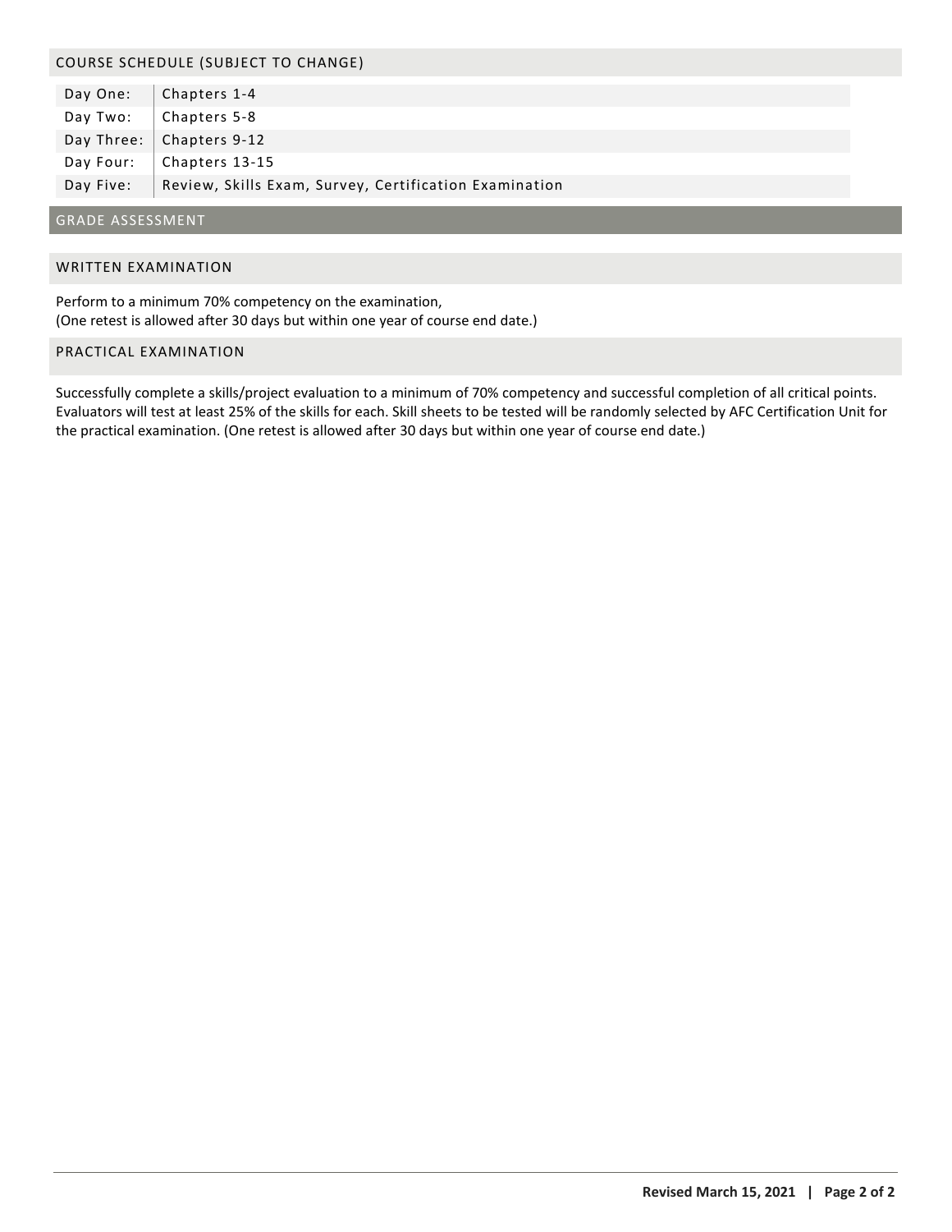## COURSE SCHEDULE (SUBJECT TO CHANGE)

| | |
|---|---|
| Day One: | Chapters 1-4 |
| Day Two: | Chapters 5-8 |
| Day Three: | Chapters 9-12 |
| Day Four: | Chapters 13-15 |
| Day Five: | Review, Skills Exam, Survey, Certification Examination |

## GRADE ASSESSMENT

### WRITTEN EXAMINATION

Perform to a minimum 70% competency on the examination,
(One retest is allowed after 30 days but within one year of course end date.)

### PRACTICAL EXAMINATION

Successfully complete a skills/project evaluation to a minimum of 70% competency and successful completion of all critical points. Evaluators will test at least 25% of the skills for each. Skill sheets to be tested will be randomly selected by AFC Certification Unit for the practical examination. (One retest is allowed after 30 days but within one year of course end date.)

Revised March 15, 2021